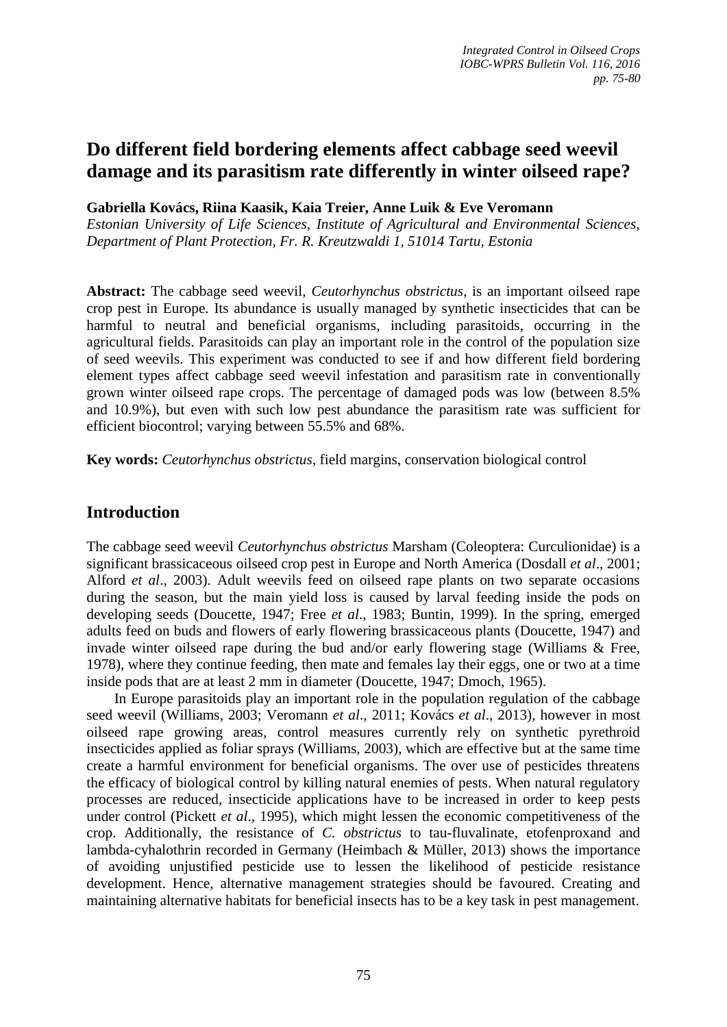# Do different field bordering elements affect cabbage seed weevil damage and its parasitism rate differently in winter oilseed rape?

**Gabriella Kovács, Riina Kaasik, Kaia Treier, Anne Luik & Eve Veromann**

*Estonian University of Life Sciences, Institute of Agricultural and Environmental Sciences, Department of Plant Protection, Fr. R. Kreutzwaldi 1, 51014 Tartu, Estonia*

**Abstract:** The cabbage seed weevil, *Ceutorhynchus obstrictus*, is an important oilseed rape crop pest in Europe. Its abundance is usually managed by synthetic insecticides that can be harmful to neutral and beneficial organisms, including parasitoids, occurring in the agricultural fields. Parasitoids can play an important role in the control of the population size of seed weevils. This experiment was conducted to see if and how different field bordering element types affect cabbage seed weevil infestation and parasitism rate in conventionally grown winter oilseed rape crops. The percentage of damaged pods was low (between 8.5% and 10.9%), but even with such low pest abundance the parasitism rate was sufficient for efficient biocontrol; varying between 55.5% and 68%.

**Key words:** *Ceutorhynchus obstrictus*, field margins, conservation biological control

## Introduction

The cabbage seed weevil *Ceutorhynchus obstrictus* Marsham (Coleoptera: Curculionidae) is a significant brassicaceous oilseed crop pest in Europe and North America (Dosdall *et al*., 2001; Alford *et al*., 2003). Adult weevils feed on oilseed rape plants on two separate occasions during the season, but the main yield loss is caused by larval feeding inside the pods on developing seeds (Doucette, 1947; Free *et al*., 1983; Buntin, 1999). In the spring, emerged adults feed on buds and flowers of early flowering brassicaceous plants (Doucette, 1947) and invade winter oilseed rape during the bud and/or early flowering stage (Williams & Free, 1978), where they continue feeding, then mate and females lay their eggs, one or two at a time inside pods that are at least 2 mm in diameter (Doucette, 1947; Dmoch, 1965).

In Europe parasitoids play an important role in the population regulation of the cabbage seed weevil (Williams, 2003; Veromann *et al*., 2011; Kovács *et al*., 2013), however in most oilseed rape growing areas, control measures currently rely on synthetic pyrethroid insecticides applied as foliar sprays (Williams, 2003), which are effective but at the same time create a harmful environment for beneficial organisms. The over use of pesticides threatens the efficacy of biological control by killing natural enemies of pests. When natural regulatory processes are reduced, insecticide applications have to be increased in order to keep pests under control (Pickett *et al*., 1995), which might lessen the economic competitiveness of the crop. Additionally, the resistance of *C. obstrictus* to tau-fluvalinate, etofenproxand and lambda-cyhalothrin recorded in Germany (Heimbach & Müller, 2013) shows the importance of avoiding unjustified pesticide use to lessen the likelihood of pesticide resistance development. Hence, alternative management strategies should be favoured. Creating and maintaining alternative habitats for beneficial insects has to be a key task in pest management.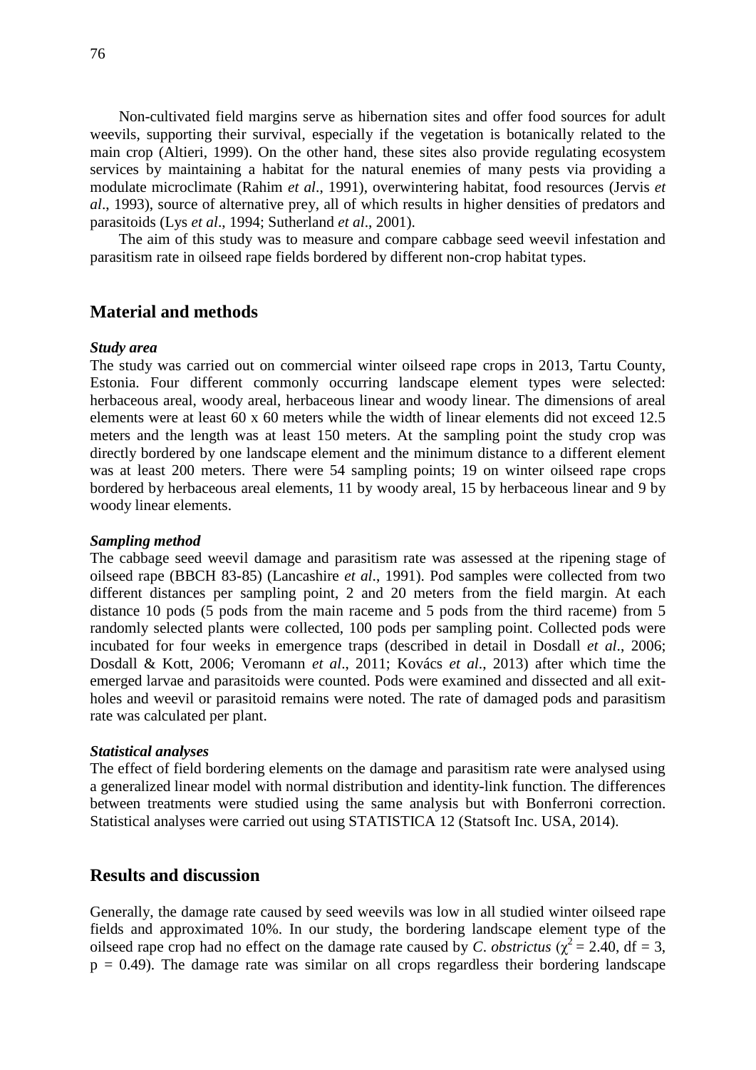Non-cultivated field margins serve as hibernation sites and offer food sources for adult weevils, supporting their survival, especially if the vegetation is botanically related to the main crop (Altieri, 1999). On the other hand, these sites also provide regulating ecosystem services by maintaining a habitat for the natural enemies of many pests via providing a modulate microclimate (Rahim *et al*., 1991), overwintering habitat, food resources (Jervis *et al*., 1993), source of alternative prey, all of which results in higher densities of predators and parasitoids (Lys *et al*., 1994; Sutherland *et al*., 2001).

The aim of this study was to measure and compare cabbage seed weevil infestation and parasitism rate in oilseed rape fields bordered by different non-crop habitat types.

## Material and methods

### *Study area*

The study was carried out on commercial winter oilseed rape crops in 2013, Tartu County, Estonia. Four different commonly occurring landscape element types were selected: herbaceous areal, woody areal, herbaceous linear and woody linear. The dimensions of areal elements were at least 60 x 60 meters while the width of linear elements did not exceed 12.5 meters and the length was at least 150 meters. At the sampling point the study crop was directly bordered by one landscape element and the minimum distance to a different element was at least 200 meters. There were 54 sampling points; 19 on winter oilseed rape crops bordered by herbaceous areal elements, 11 by woody areal, 15 by herbaceous linear and 9 by woody linear elements.

### *Sampling method*

The cabbage seed weevil damage and parasitism rate was assessed at the ripening stage of oilseed rape (BBCH 83-85) (Lancashire *et al*., 1991). Pod samples were collected from two different distances per sampling point, 2 and 20 meters from the field margin. At each distance 10 pods (5 pods from the main raceme and 5 pods from the third raceme) from 5 randomly selected plants were collected, 100 pods per sampling point. Collected pods were incubated for four weeks in emergence traps (described in detail in Dosdall *et al*., 2006; Dosdall & Kott, 2006; Veromann *et al*., 2011; Kovács *et al*., 2013) after which time the emerged larvae and parasitoids were counted. Pods were examined and dissected and all exit-holes and weevil or parasitoid remains were noted. The rate of damaged pods and parasitism rate was calculated per plant.

### *Statistical analyses*

The effect of field bordering elements on the damage and parasitism rate were analysed using a generalized linear model with normal distribution and identity-link function. The differences between treatments were studied using the same analysis but with Bonferroni correction. Statistical analyses were carried out using STATISTICA 12 (Statsoft Inc. USA, 2014).

## Results and discussion

Generally, the damage rate caused by seed weevils was low in all studied winter oilseed rape fields and approximated 10%. In our study, the bordering landscape element type of the oilseed rape crop had no effect on the damage rate caused by *C. obstrictus* ($\chi^2 = 2.40$, df = 3, $p = 0.49$). The damage rate was similar on all crops regardless their bordering landscape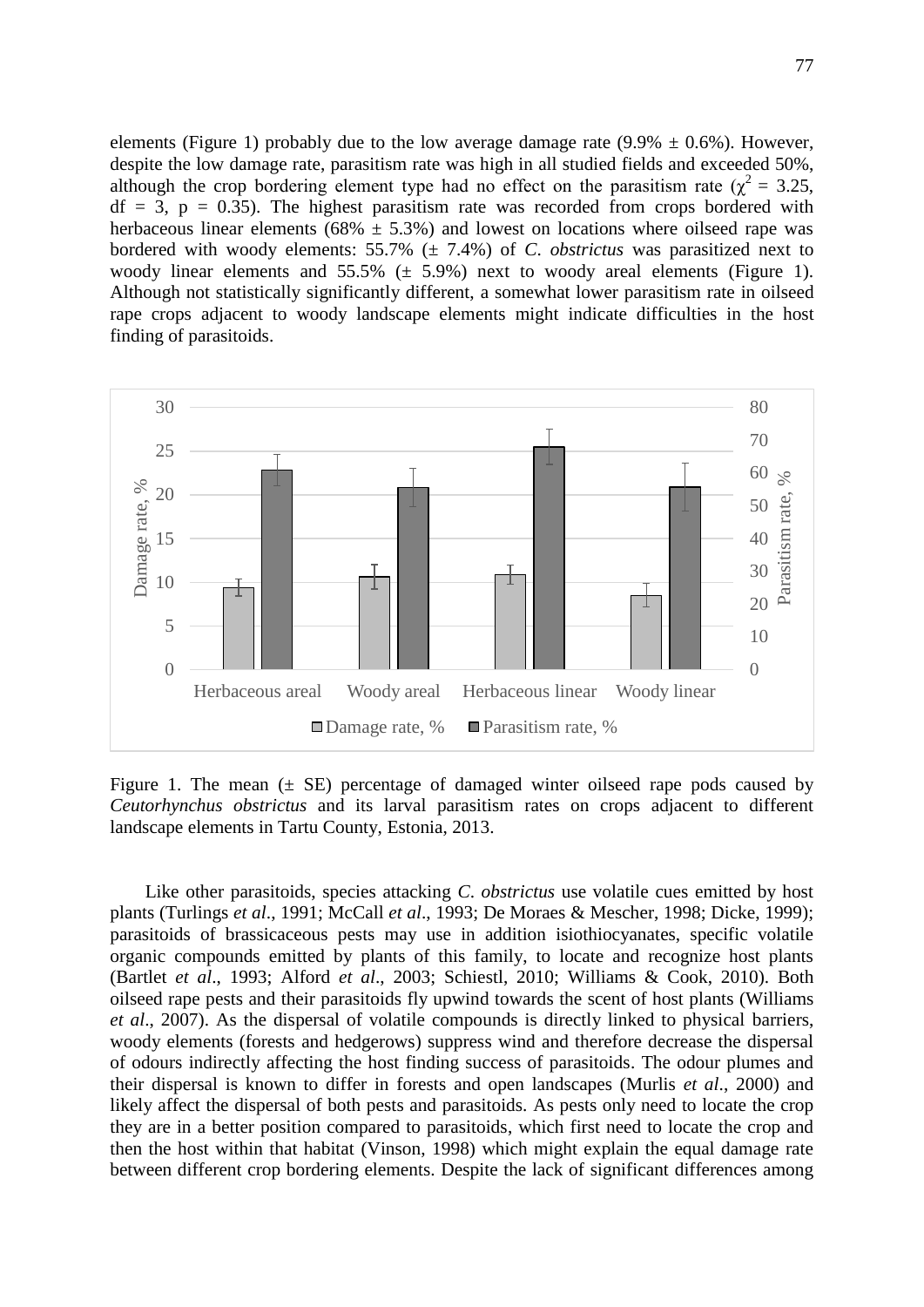elements (Figure 1) probably due to the low average damage rate (9.9% ± 0.6%). However, despite the low damage rate, parasitism rate was high in all studied fields and exceeded 50%, although the crop bordering element type had no effect on the parasitism rate ($\chi^2$ = 3.25, df = 3, p = 0.35). The highest parasitism rate was recorded from crops bordered with herbaceous linear elements (68% ± 5.3%) and lowest on locations where oilseed rape was bordered with woody elements: 55.7% (± 7.4%) of *C. obstrictus* was parasitized next to woody linear elements and 55.5% (± 5.9%) next to woody areal elements (Figure 1). Although not statistically significantly different, a somewhat lower parasitism rate in oilseed rape crops adjacent to woody landscape elements might indicate difficulties in the host finding of parasitoids.

Figure 1. The mean (± SE) percentage of damaged winter oilseed rape pods caused by *Ceutorhynchus obstrictus* and its larval parasitism rates on crops adjacent to different landscape elements in Tartu County, Estonia, 2013.

Like other parasitoids, species attacking *C. obstrictus* use volatile cues emitted by host plants (Turlings *et al*., 1991; McCall *et al*., 1993; De Moraes & Mescher, 1998; Dicke, 1999); parasitoids of brassicaceous pests may use in addition isiothiocyanates, specific volatile organic compounds emitted by plants of this family, to locate and recognize host plants (Bartlet *et al*., 1993; Alford *et al*., 2003; Schiestl, 2010; Williams & Cook, 2010). Both oilseed rape pests and their parasitoids fly upwind towards the scent of host plants (Williams *et al*., 2007). As the dispersal of volatile compounds is directly linked to physical barriers, woody elements (forests and hedgerows) suppress wind and therefore decrease the dispersal of odours indirectly affecting the host finding success of parasitoids. The odour plumes and their dispersal is known to differ in forests and open landscapes (Murlis *et al*., 2000) and likely affect the dispersal of both pests and parasitoids. As pests only need to locate the crop they are in a better position compared to parasitoids, which first need to locate the crop and then the host within that habitat (Vinson, 1998) which might explain the equal damage rate between different crop bordering elements. Despite the lack of significant differences among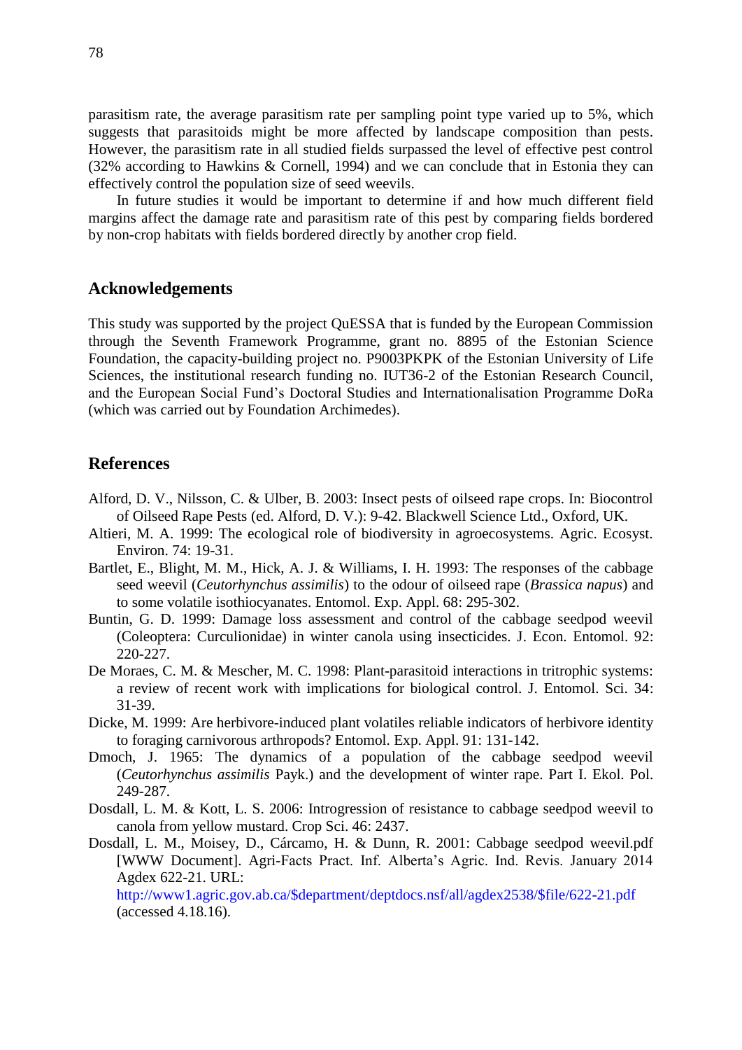parasitism rate, the average parasitism rate per sampling point type varied up to 5%, which suggests that parasitoids might be more affected by landscape composition than pests. However, the parasitism rate in all studied fields surpassed the level of effective pest control (32% according to Hawkins & Cornell, 1994) and we can conclude that in Estonia they can effectively control the population size of seed weevils.

In future studies it would be important to determine if and how much different field margins affect the damage rate and parasitism rate of this pest by comparing fields bordered by non-crop habitats with fields bordered directly by another crop field.

## Acknowledgements

This study was supported by the project QuESSA that is funded by the European Commission through the Seventh Framework Programme, grant no. 8895 of the Estonian Science Foundation, the capacity-building project no. P9003PKPK of the Estonian University of Life Sciences, the institutional research funding no. IUT36-2 of the Estonian Research Council, and the European Social Fund's Doctoral Studies and Internationalisation Programme DoRa (which was carried out by Foundation Archimedes).

## References

Alford, D. V., Nilsson, C. & Ulber, B. 2003: Insect pests of oilseed rape crops. In: Biocontrol of Oilseed Rape Pests (ed. Alford, D. V.): 9-42. Blackwell Science Ltd., Oxford, UK.

Altieri, M. A. 1999: The ecological role of biodiversity in agroecosystems. Agric. Ecosyst. Environ. 74: 19-31.

Bartlet, E., Blight, M. M., Hick, A. J. & Williams, I. H. 1993: The responses of the cabbage seed weevil (*Ceutorhynchus assimilis*) to the odour of oilseed rape (*Brassica napus*) and to some volatile isothiocyanates. Entomol. Exp. Appl. 68: 295-302.

Buntin, G. D. 1999: Damage loss assessment and control of the cabbage seedpod weevil (Coleoptera: Curculionidae) in winter canola using insecticides. J. Econ. Entomol. 92: 220-227.

De Moraes, C. M. & Mescher, M. C. 1998: Plant-parasitoid interactions in tritrophic systems: a review of recent work with implications for biological control. J. Entomol. Sci. 34: 31-39.

Dicke, M. 1999: Are herbivore-induced plant volatiles reliable indicators of herbivore identity to foraging carnivorous arthropods? Entomol. Exp. Appl. 91: 131-142.

Dmoch, J. 1965: The dynamics of a population of the cabbage seedpod weevil (*Ceutorhynchus assimilis* Payk.) and the development of winter rape. Part I. Ekol. Pol. 249-287.

Dosdall, L. M. & Kott, L. S. 2006: Introgression of resistance to cabbage seedpod weevil to canola from yellow mustard. Crop Sci. 46: 2437.

Dosdall, L. M., Moisey, D., Cárcamo, H. & Dunn, R. 2001: Cabbage seedpod weevil.pdf [WWW Document]. Agri-Facts Pract. Inf. Alberta's Agric. Ind. Revis. January 2014 Agdex 622-21. URL: http://www1.agric.gov.ab.ca/$department/deptdocs.nsf/all/agdex2538/$file/622-21.pdf (accessed 4.18.16).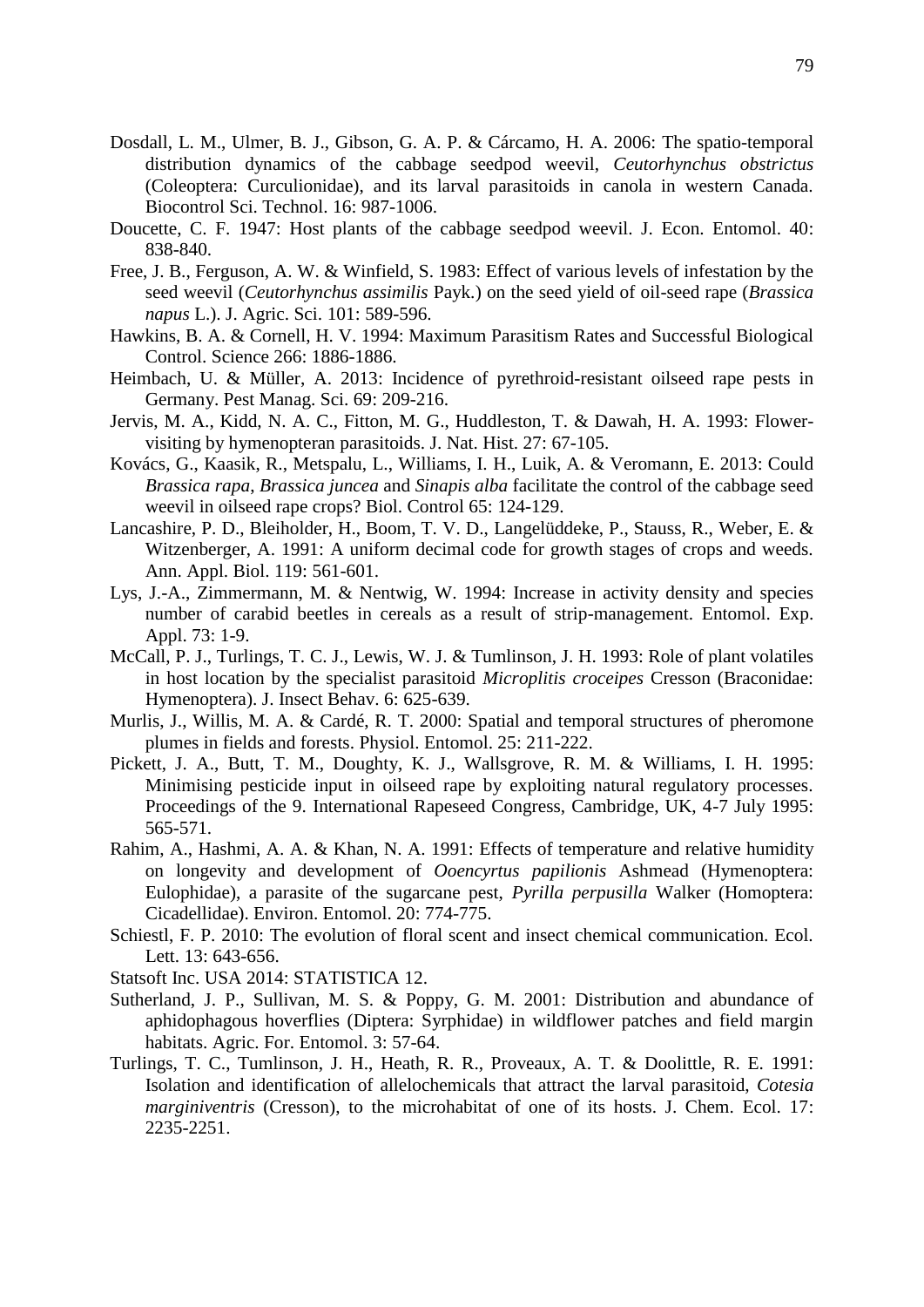Dosdall, L. M., Ulmer, B. J., Gibson, G. A. P. & Cárcamo, H. A. 2006: The spatio-temporal distribution dynamics of the cabbage seedpod weevil, *Ceutorhynchus obstrictus* (Coleoptera: Curculionidae), and its larval parasitoids in canola in western Canada. Biocontrol Sci. Technol. 16: 987-1006.

Doucette, C. F. 1947: Host plants of the cabbage seedpod weevil. J. Econ. Entomol. 40: 838-840.

Free, J. B., Ferguson, A. W. & Winfield, S. 1983: Effect of various levels of infestation by the seed weevil (*Ceutorhynchus assimilis* Payk.) on the seed yield of oil-seed rape (*Brassica napus* L.). J. Agric. Sci. 101: 589-596.

Hawkins, B. A. & Cornell, H. V. 1994: Maximum Parasitism Rates and Successful Biological Control. Science 266: 1886-1886.

Heimbach, U. & Müller, A. 2013: Incidence of pyrethroid-resistant oilseed rape pests in Germany. Pest Manag. Sci. 69: 209-216.

Jervis, M. A., Kidd, N. A. C., Fitton, M. G., Huddleston, T. & Dawah, H. A. 1993: Flower-visiting by hymenopteran parasitoids. J. Nat. Hist. 27: 67-105.

Kovács, G., Kaasik, R., Metspalu, L., Williams, I. H., Luik, A. & Veromann, E. 2013: Could *Brassica rapa*, *Brassica juncea* and *Sinapis alba* facilitate the control of the cabbage seed weevil in oilseed rape crops? Biol. Control 65: 124-129.

Lancashire, P. D., Bleiholder, H., Boom, T. V. D., Langelüddeke, P., Stauss, R., Weber, E. & Witzenberger, A. 1991: A uniform decimal code for growth stages of crops and weeds. Ann. Appl. Biol. 119: 561-601.

Lys, J.-A., Zimmermann, M. & Nentwig, W. 1994: Increase in activity density and species number of carabid beetles in cereals as a result of strip-management. Entomol. Exp. Appl. 73: 1-9.

McCall, P. J., Turlings, T. C. J., Lewis, W. J. & Tumlinson, J. H. 1993: Role of plant volatiles in host location by the specialist parasitoid *Microplitis croceipes* Cresson (Braconidae: Hymenoptera). J. Insect Behav. 6: 625-639.

Murlis, J., Willis, M. A. & Cardé, R. T. 2000: Spatial and temporal structures of pheromone plumes in fields and forests. Physiol. Entomol. 25: 211-222.

Pickett, J. A., Butt, T. M., Doughty, K. J., Wallsgrove, R. M. & Williams, I. H. 1995: Minimising pesticide input in oilseed rape by exploiting natural regulatory processes. Proceedings of the 9. International Rapeseed Congress, Cambridge, UK, 4-7 July 1995: 565-571.

Rahim, A., Hashmi, A. A. & Khan, N. A. 1991: Effects of temperature and relative humidity on longevity and development of *Ooencyrtus papilionis* Ashmead (Hymenoptera: Eulophidae), a parasite of the sugarcane pest, *Pyrilla perpusilla* Walker (Homoptera: Cicadellidae). Environ. Entomol. 20: 774-775.

Schiestl, F. P. 2010: The evolution of floral scent and insect chemical communication. Ecol. Lett. 13: 643-656.

Statsoft Inc. USA 2014: STATISTICA 12.

Sutherland, J. P., Sullivan, M. S. & Poppy, G. M. 2001: Distribution and abundance of aphidophagous hoverflies (Diptera: Syrphidae) in wildflower patches and field margin habitats. Agric. For. Entomol. 3: 57-64.

Turlings, T. C., Tumlinson, J. H., Heath, R. R., Proveaux, A. T. & Doolittle, R. E. 1991: Isolation and identification of allelochemicals that attract the larval parasitoid, *Cotesia marginiventris* (Cresson), to the microhabitat of one of its hosts. J. Chem. Ecol. 17: 2235-2251.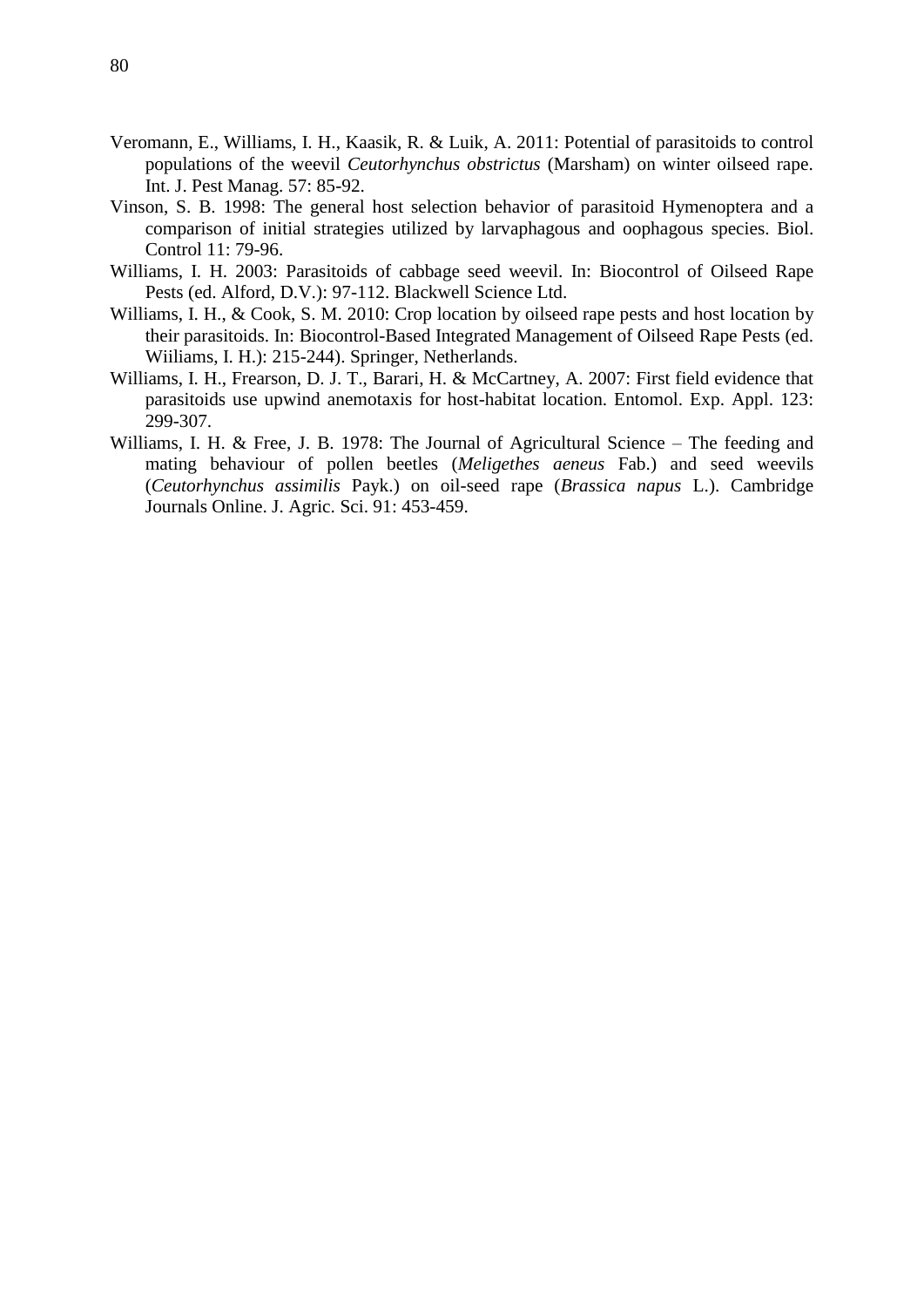Veromann, E., Williams, I. H., Kaasik, R. & Luik, A. 2011: Potential of parasitoids to control populations of the weevil *Ceutorhynchus obstrictus* (Marsham) on winter oilseed rape. Int. J. Pest Manag. 57: 85-92.

Vinson, S. B. 1998: The general host selection behavior of parasitoid Hymenoptera and a comparison of initial strategies utilized by larvaphagous and oophagous species. Biol. Control 11: 79-96.

Williams, I. H. 2003: Parasitoids of cabbage seed weevil. In: Biocontrol of Oilseed Rape Pests (ed. Alford, D.V.): 97-112. Blackwell Science Ltd.

Williams, I. H., & Cook, S. M. 2010: Crop location by oilseed rape pests and host location by their parasitoids. In: Biocontrol-Based Integrated Management of Oilseed Rape Pests (ed. Wiiliams, I. H.): 215-244). Springer, Netherlands.

Williams, I. H., Frearson, D. J. T., Barari, H. & McCartney, A. 2007: First field evidence that parasitoids use upwind anemotaxis for host-habitat location. Entomol. Exp. Appl. 123: 299-307.

Williams, I. H. & Free, J. B. 1978: The Journal of Agricultural Science – The feeding and mating behaviour of pollen beetles (*Meligethes aeneus* Fab.) and seed weevils (*Ceutorhynchus assimilis* Payk.) on oil-seed rape (*Brassica napus* L.). Cambridge Journals Online. J. Agric. Sci. 91: 453-459.